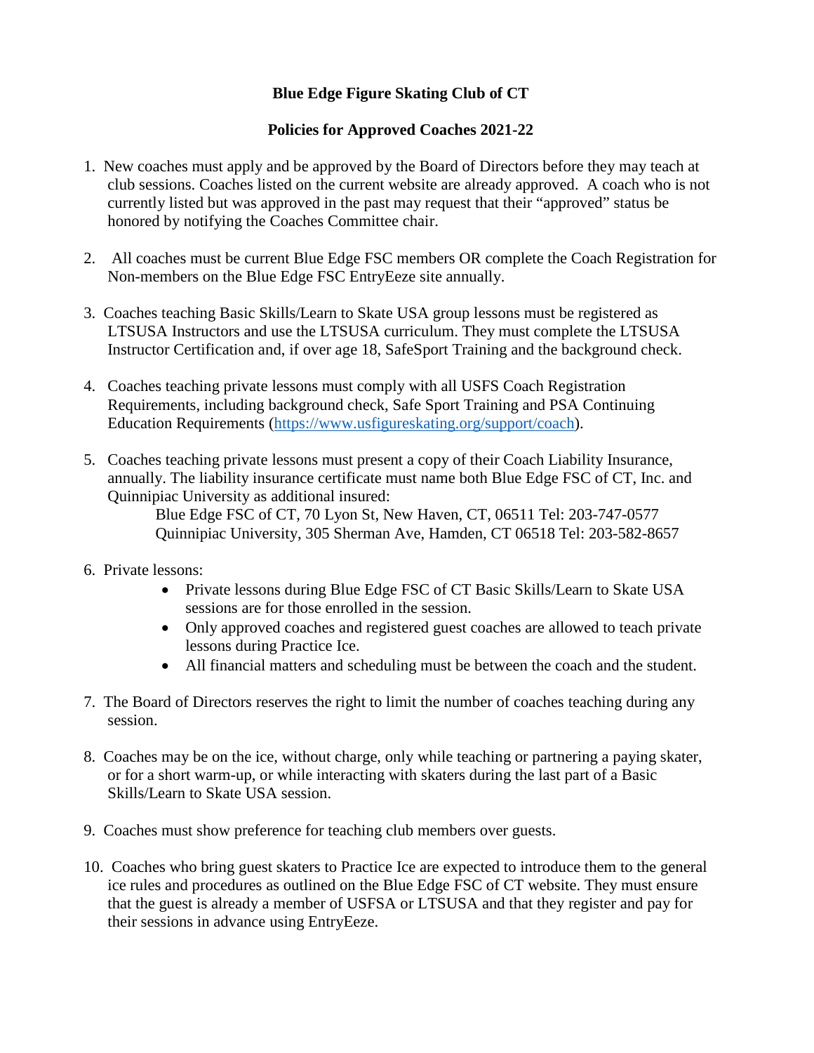# Blue Edge Figure Skating Club of CT

## Policies for Approved Coaches 2021-22

1. New coaches must apply and be approved by the Board of Directors before they may teach at club sessions. Coaches listed on the current website are already approved. A coach who is not currently listed but was approved in the past may request that their "approved" status be honored by notifying the Coaches Committee chair.

2. All coaches must be current Blue Edge FSC members OR complete the Coach Registration for Non-members on the Blue Edge FSC EntryEeze site annually.

3. Coaches teaching Basic Skills/Learn to Skate USA group lessons must be registered as LTSUSA Instructors and use the LTSUSA curriculum. They must complete the LTSUSA Instructor Certification and, if over age 18, SafeSport Training and the background check.

4. Coaches teaching private lessons must comply with all USFS Coach Registration Requirements, including background check, Safe Sport Training and PSA Continuing Education Requirements (https://www.usfigureskating.org/support/coach).

5. Coaches teaching private lessons must present a copy of their Coach Liability Insurance, annually. The liability insurance certificate must name both Blue Edge FSC of CT, Inc. and Quinnipiac University as additional insured:

   Blue Edge FSC of CT, 70 Lyon St, New Haven, CT, 06511 Tel: 203-747-0577
   Quinnipiac University, 305 Sherman Ave, Hamden, CT 06518 Tel: 203-582-8657

6. Private lessons:
   - Private lessons during Blue Edge FSC of CT Basic Skills/Learn to Skate USA sessions are for those enrolled in the session.
   - Only approved coaches and registered guest coaches are allowed to teach private lessons during Practice Ice.
   - All financial matters and scheduling must be between the coach and the student.

7. The Board of Directors reserves the right to limit the number of coaches teaching during any session.

8. Coaches may be on the ice, without charge, only while teaching or partnering a paying skater, or for a short warm-up, or while interacting with skaters during the last part of a Basic Skills/Learn to Skate USA session.

9. Coaches must show preference for teaching club members over guests.

10. Coaches who bring guest skaters to Practice Ice are expected to introduce them to the general ice rules and procedures as outlined on the Blue Edge FSC of CT website. They must ensure that the guest is already a member of USFSA or LTSUSA and that they register and pay for their sessions in advance using EntryEeze.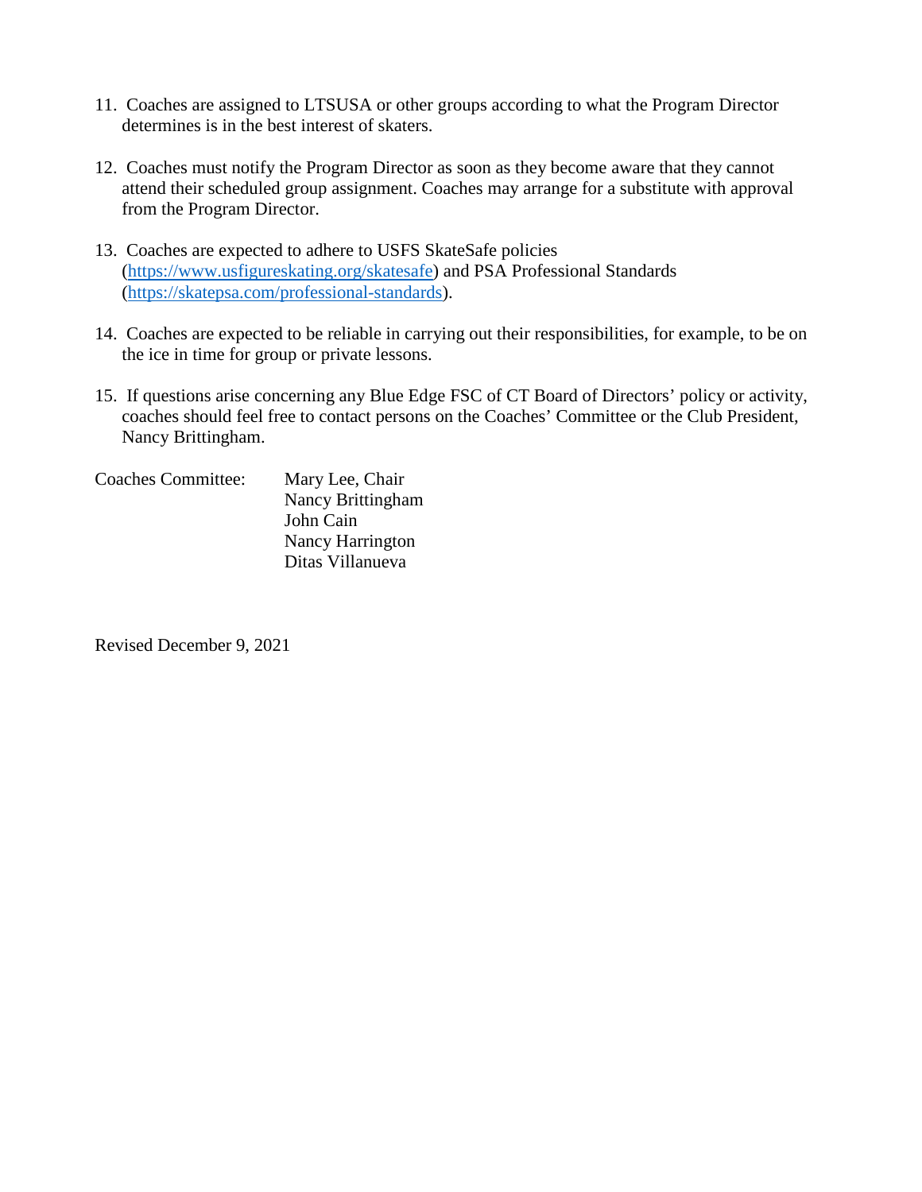11. Coaches are assigned to LTSUSA or other groups according to what the Program Director determines is in the best interest of skaters.

12. Coaches must notify the Program Director as soon as they become aware that they cannot attend their scheduled group assignment. Coaches may arrange for a substitute with approval from the Program Director.

13. Coaches are expected to adhere to USFS SkateSafe policies (https://www.usfigureskating.org/skatesafe) and PSA Professional Standards (https://skatepsa.com/professional-standards).

14. Coaches are expected to be reliable in carrying out their responsibilities, for example, to be on the ice in time for group or private lessons.

15. If questions arise concerning any Blue Edge FSC of CT Board of Directors' policy or activity, coaches should feel free to contact persons on the Coaches' Committee or the Club President, Nancy Brittingham.

Coaches Committee:

Mary Lee, Chair
Nancy Brittingham
John Cain
Nancy Harrington
Ditas Villanueva

Revised December 9, 2021